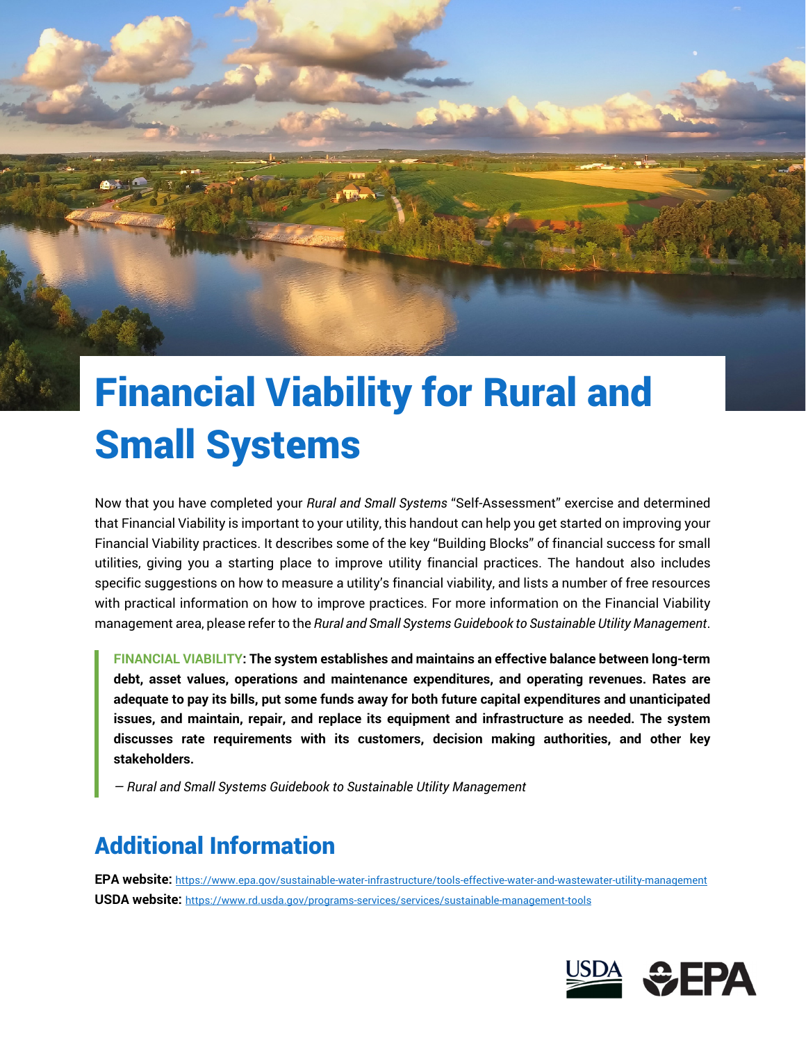# Financial Viability for Rural and Small Systems

Now that you have completed your *Rural and Small Systems* "Self-Assessment" exercise and determined that Financial Viability is important to your utility, this handout can help you get started on improving your Financial Viability practices. It describes some of the key "Building Blocks" of financial success for small utilities, giving you a starting place to improve utility financial practices. The handout also includes specific suggestions on how to measure a utility's financial viability, and lists a number of free resources with practical information on how to improve practices. For more information on the Financial Viability management area, please refer to the *Rural and Small Systems Guidebook to Sustainable Utility Management*.

> **FINANCIAL VIABILITY: The system establishes and maintains an effective balance between long-term debt, asset values, operations and maintenance expenditures, and operating revenues. Rates are adequate to pay its bills, put some funds away for both future capital expenditures and unanticipated issues, and maintain, repair, and replace its equipment and infrastructure as needed. The system discusses rate requirements with its customers, decision making authorities, and other key stakeholders.**
>
> — *Rural and Small Systems Guidebook to Sustainable Utility Management*

## Additional Information

**EPA website:** https://www.epa.gov/sustainable-water-infrastructure/tools-effective-water-and-wastewater-utility-management

**USDA website:** https://www.rd.usda.gov/programs-services/services/sustainable-management-tools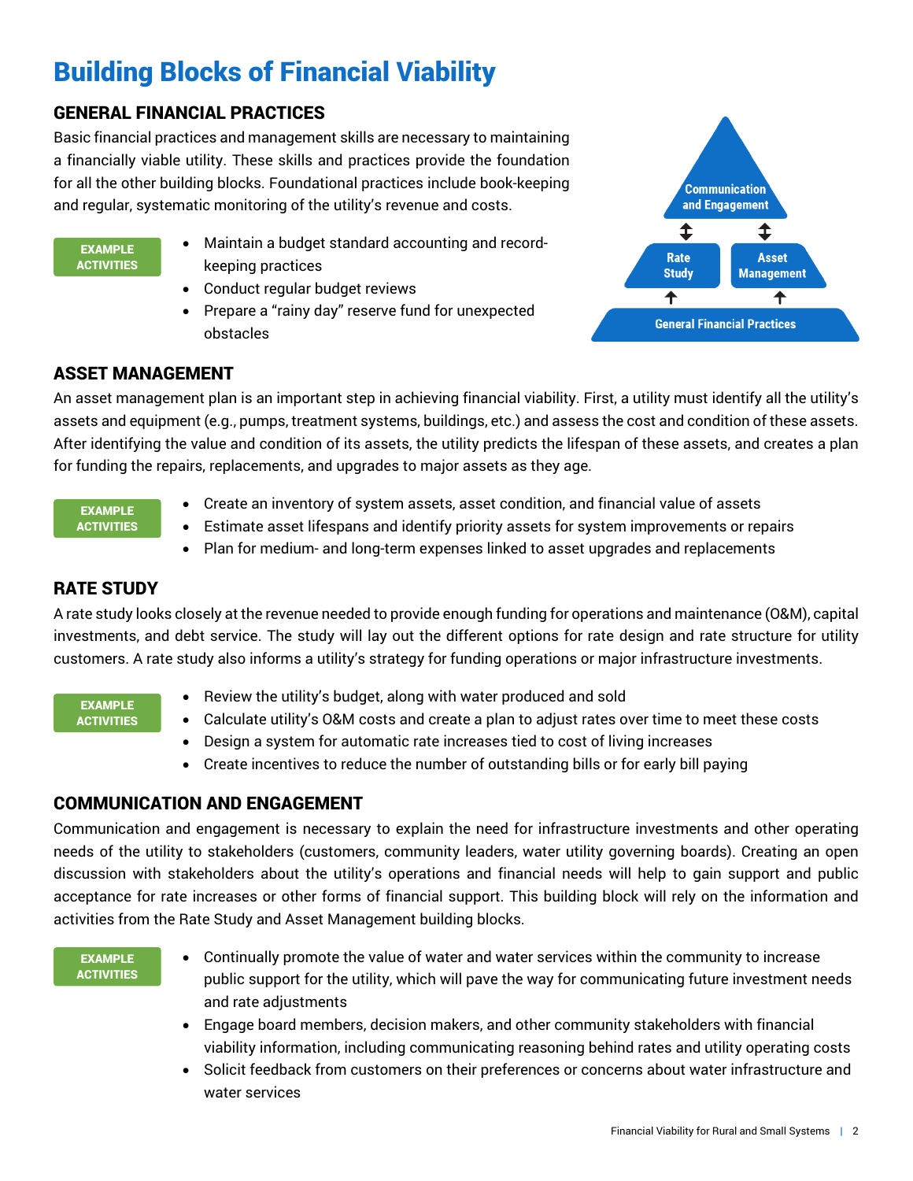# Building Blocks of Financial Viability

## GENERAL FINANCIAL PRACTICES

Basic financial practices and management skills are necessary to maintaining a financially viable utility. These skills and practices provide the foundation for all the other building blocks. Foundational practices include book-keeping and regular, systematic monitoring of the utility's revenue and costs.

Communication and Engagement
Rate Study | Asset Management
General Financial Practices

**EXAMPLE ACTIVITIES**

- Maintain a budget standard accounting and record-keeping practices
- Conduct regular budget reviews
- Prepare a "rainy day" reserve fund for unexpected obstacles

## ASSET MANAGEMENT

An asset management plan is an important step in achieving financial viability. First, a utility must identify all the utility's assets and equipment (e.g., pumps, treatment systems, buildings, etc.) and assess the cost and condition of these assets. After identifying the value and condition of its assets, the utility predicts the lifespan of these assets, and creates a plan for funding the repairs, replacements, and upgrades to major assets as they age.

**EXAMPLE ACTIVITIES**

- Create an inventory of system assets, asset condition, and financial value of assets
- Estimate asset lifespans and identify priority assets for system improvements or repairs
- Plan for medium- and long-term expenses linked to asset upgrades and replacements

## RATE STUDY

A rate study looks closely at the revenue needed to provide enough funding for operations and maintenance (O&M), capital investments, and debt service. The study will lay out the different options for rate design and rate structure for utility customers. A rate study also informs a utility's strategy for funding operations or major infrastructure investments.

**EXAMPLE ACTIVITIES**

- Review the utility's budget, along with water produced and sold
- Calculate utility's O&M costs and create a plan to adjust rates over time to meet these costs
- Design a system for automatic rate increases tied to cost of living increases
- Create incentives to reduce the number of outstanding bills or for early bill paying

## COMMUNICATION AND ENGAGEMENT

Communication and engagement is necessary to explain the need for infrastructure investments and other operating needs of the utility to stakeholders (customers, community leaders, water utility governing boards). Creating an open discussion with stakeholders about the utility's operations and financial needs will help to gain support and public acceptance for rate increases or other forms of financial support. This building block will rely on the information and activities from the Rate Study and Asset Management building blocks.

**EXAMPLE ACTIVITIES**

- Continually promote the value of water and water services within the community to increase public support for the utility, which will pave the way for communicating future investment needs and rate adjustments
- Engage board members, decision makers, and other community stakeholders with financial viability information, including communicating reasoning behind rates and utility operating costs
- Solicit feedback from customers on their preferences or concerns about water infrastructure and water services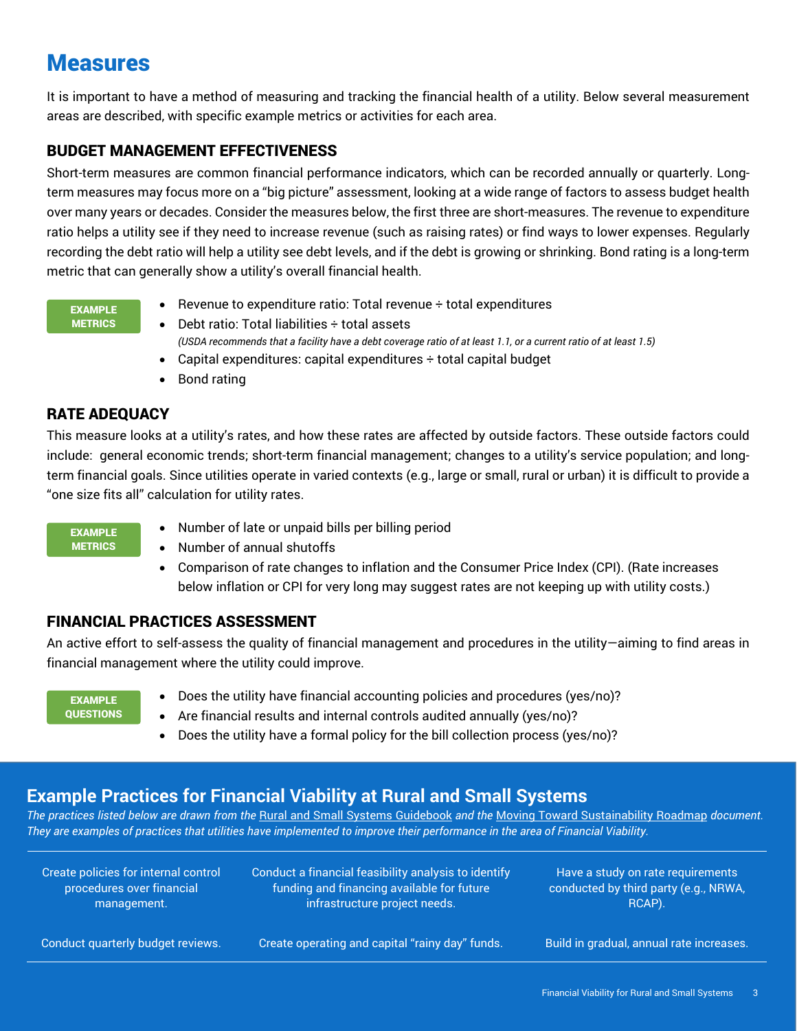# Measures

It is important to have a method of measuring and tracking the financial health of a utility. Below several measurement areas are described, with specific example metrics or activities for each area.

## BUDGET MANAGEMENT EFFECTIVENESS

Short-term measures are common financial performance indicators, which can be recorded annually or quarterly. Long-term measures may focus more on a "big picture" assessment, looking at a wide range of factors to assess budget health over many years or decades. Consider the measures below, the first three are short-measures. The revenue to expenditure ratio helps a utility see if they need to increase revenue (such as raising rates) or find ways to lower expenses. Regularly recording the debt ratio will help a utility see debt levels, and if the debt is growing or shrinking. Bond rating is a long-term metric that can generally show a utility's overall financial health.

**EXAMPLE METRICS**

- Revenue to expenditure ratio: Total revenue ÷ total expenditures
- Debt ratio: Total liabilities ÷ total assets
  *(USDA recommends that a facility have a debt coverage ratio of at least 1.1, or a current ratio of at least 1.5)*
- Capital expenditures: capital expenditures ÷ total capital budget
- Bond rating

## RATE ADEQUACY

This measure looks at a utility's rates, and how these rates are affected by outside factors. These outside factors could include: general economic trends; short-term financial management; changes to a utility's service population; and long-term financial goals. Since utilities operate in varied contexts (e.g., large or small, rural or urban) it is difficult to provide a "one size fits all" calculation for utility rates.

**EXAMPLE METRICS**

- Number of late or unpaid bills per billing period
- Number of annual shutoffs
- Comparison of rate changes to inflation and the Consumer Price Index (CPI). (Rate increases below inflation or CPI for very long may suggest rates are not keeping up with utility costs.)

## FINANCIAL PRACTICES ASSESSMENT

An active effort to self-assess the quality of financial management and procedures in the utility—aiming to find areas in financial management where the utility could improve.

**EXAMPLE QUESTIONS**

- Does the utility have financial accounting policies and procedures (yes/no)?
- Are financial results and internal controls audited annually (yes/no)?
- Does the utility have a formal policy for the bill collection process (yes/no)?

## Example Practices for Financial Viability at Rural and Small Systems

*The practices listed below are drawn from the Rural and Small Systems Guidebook and the Moving Toward Sustainability Roadmap document. They are examples of practices that utilities have implemented to improve their performance in the area of Financial Viability.*

- Create policies for internal control procedures over financial management.
- Conduct a financial feasibility analysis to identify funding and financing available for future infrastructure project needs.
- Have a study on rate requirements conducted by third party (e.g., NRWA, RCAP).
- Conduct quarterly budget reviews.
- Create operating and capital "rainy day" funds.
- Build in gradual, annual rate increases.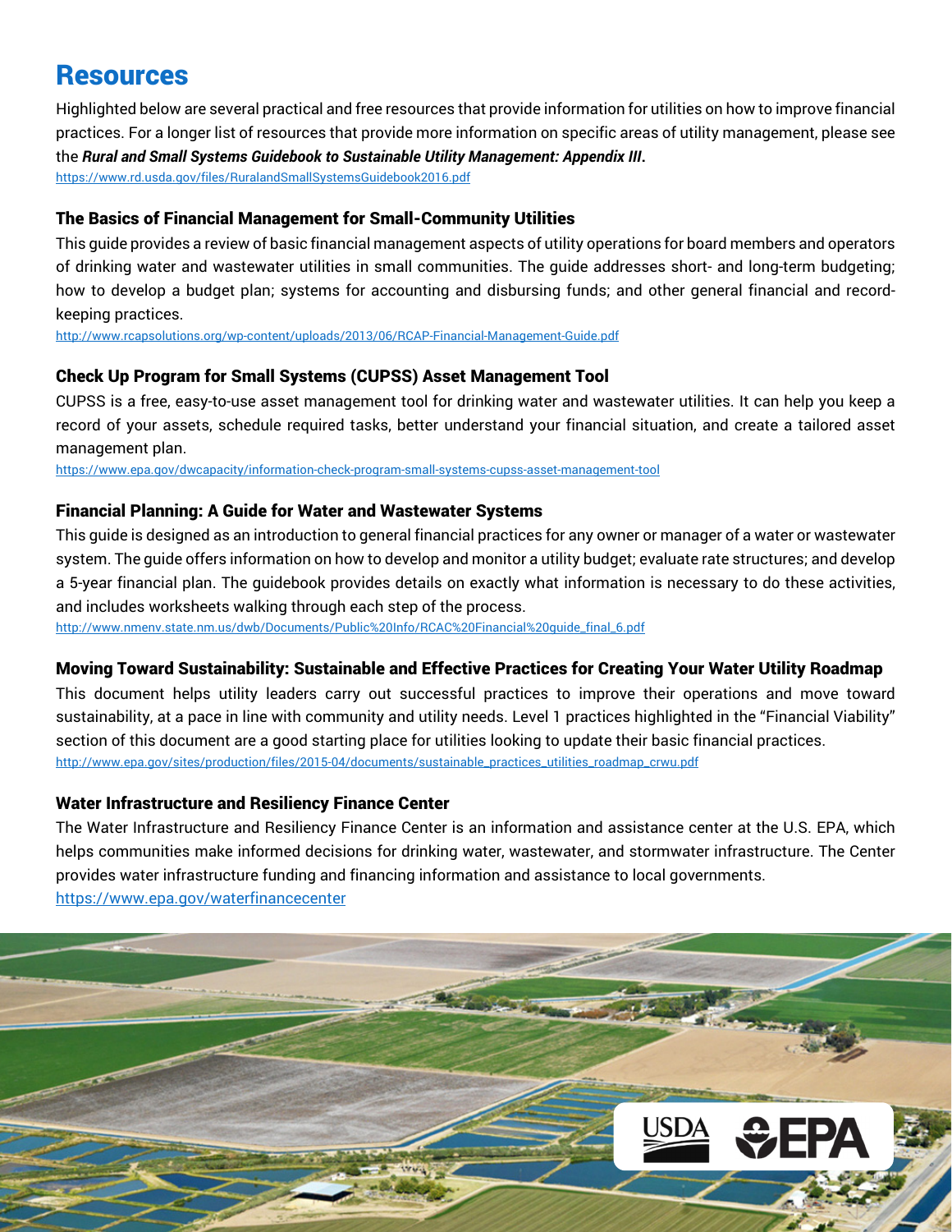# Resources

Highlighted below are several practical and free resources that provide information for utilities on how to improve financial practices. For a longer list of resources that provide more information on specific areas of utility management, please see the ***Rural and Small Systems Guidebook to Sustainable Utility Management: Appendix III*.**
https://www.rd.usda.gov/files/RuralandSmallSystemsGuidebook2016.pdf

### The Basics of Financial Management for Small-Community Utilities

This guide provides a review of basic financial management aspects of utility operations for board members and operators of drinking water and wastewater utilities in small communities. The guide addresses short- and long-term budgeting; how to develop a budget plan; systems for accounting and disbursing funds; and other general financial and record-keeping practices.
http://www.rcapsolutions.org/wp-content/uploads/2013/06/RCAP-Financial-Management-Guide.pdf

### Check Up Program for Small Systems (CUPSS) Asset Management Tool

CUPSS is a free, easy-to-use asset management tool for drinking water and wastewater utilities. It can help you keep a record of your assets, schedule required tasks, better understand your financial situation, and create a tailored asset management plan.
https://www.epa.gov/dwcapacity/information-check-program-small-systems-cupss-asset-management-tool

### Financial Planning: A Guide for Water and Wastewater Systems

This guide is designed as an introduction to general financial practices for any owner or manager of a water or wastewater system. The guide offers information on how to develop and monitor a utility budget; evaluate rate structures; and develop a 5-year financial plan. The guidebook provides details on exactly what information is necessary to do these activities, and includes worksheets walking through each step of the process.
http://www.nmenv.state.nm.us/dwb/Documents/Public%20Info/RCAC%20Financial%20guide_final_6.pdf

### Moving Toward Sustainability: Sustainable and Effective Practices for Creating Your Water Utility Roadmap

This document helps utility leaders carry out successful practices to improve their operations and move toward sustainability, at a pace in line with community and utility needs. Level 1 practices highlighted in the "Financial Viability" section of this document are a good starting place for utilities looking to update their basic financial practices.
http://www.epa.gov/sites/production/files/2015-04/documents/sustainable_practices_utilities_roadmap_crwu.pdf

### Water Infrastructure and Resiliency Finance Center

The Water Infrastructure and Resiliency Finance Center is an information and assistance center at the U.S. EPA, which helps communities make informed decisions for drinking water, wastewater, and stormwater infrastructure. The Center provides water infrastructure funding and financing information and assistance to local governments.
https://www.epa.gov/waterfinancecenter